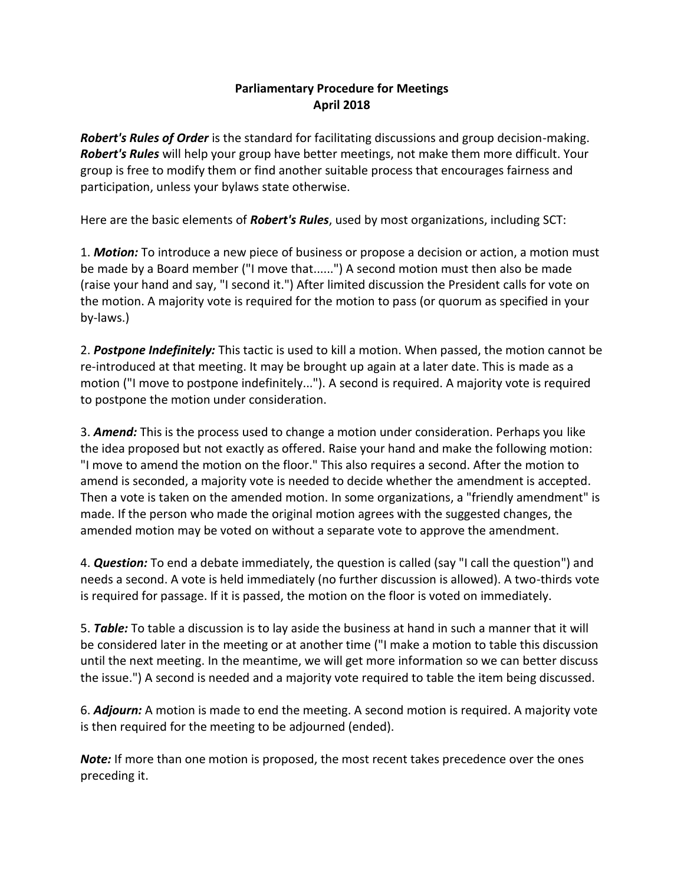**Parliamentary Procedure for Meetings**
**April 2018**

***Robert's Rules of Order*** is the standard for facilitating discussions and group decision-making. ***Robert's Rules*** will help your group have better meetings, not make them more difficult. Your group is free to modify them or find another suitable process that encourages fairness and participation, unless your bylaws state otherwise.

Here are the basic elements of ***Robert's Rules***, used by most organizations, including SCT:

1. ***Motion:*** To introduce a new piece of business or propose a decision or action, a motion must be made by a Board member ("I move that......") A second motion must then also be made (raise your hand and say, "I second it.") After limited discussion the President calls for vote on the motion. A majority vote is required for the motion to pass (or quorum as specified in your by-laws.)

2. ***Postpone Indefinitely:*** This tactic is used to kill a motion. When passed, the motion cannot be re-introduced at that meeting. It may be brought up again at a later date. This is made as a motion ("I move to postpone indefinitely..."). A second is required. A majority vote is required to postpone the motion under consideration.

3. ***Amend:*** This is the process used to change a motion under consideration. Perhaps you like the idea proposed but not exactly as offered. Raise your hand and make the following motion: "I move to amend the motion on the floor." This also requires a second. After the motion to amend is seconded, a majority vote is needed to decide whether the amendment is accepted. Then a vote is taken on the amended motion. In some organizations, a "friendly amendment" is made. If the person who made the original motion agrees with the suggested changes, the amended motion may be voted on without a separate vote to approve the amendment.

4. ***Question:*** To end a debate immediately, the question is called (say "I call the question") and needs a second. A vote is held immediately (no further discussion is allowed). A two-thirds vote is required for passage. If it is passed, the motion on the floor is voted on immediately.

5. ***Table:*** To table a discussion is to lay aside the business at hand in such a manner that it will be considered later in the meeting or at another time ("I make a motion to table this discussion until the next meeting. In the meantime, we will get more information so we can better discuss the issue.") A second is needed and a majority vote required to table the item being discussed.

6. ***Adjourn:*** A motion is made to end the meeting. A second motion is required. A majority vote is then required for the meeting to be adjourned (ended).

***Note:*** If more than one motion is proposed, the most recent takes precedence over the ones preceding it.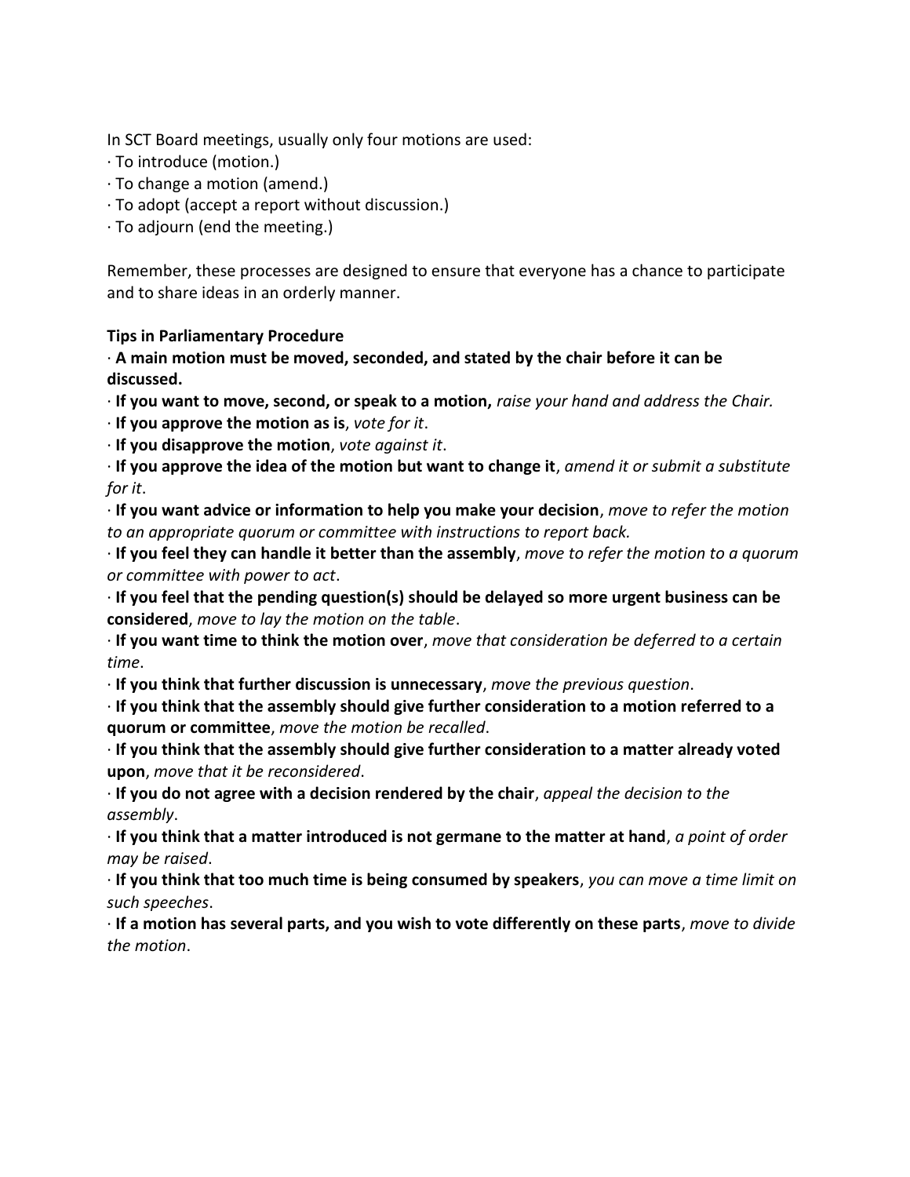In SCT Board meetings, usually only four motions are used:

· To introduce (motion.)
· To change a motion (amend.)
· To adopt (accept a report without discussion.)
· To adjourn (end the meeting.)

Remember, these processes are designed to ensure that everyone has a chance to participate and to share ideas in an orderly manner.

**Tips in Parliamentary Procedure**

· **A main motion must be moved, seconded, and stated by the chair before it can be discussed.**
· **If you want to move, second, or speak to a motion,** *raise your hand and address the Chair.*
· **If you approve the motion as is**, *vote for it*.
· **If you disapprove the motion**, *vote against it*.
· **If you approve the idea of the motion but want to change it**, *amend it or submit a substitute for it*.
· **If you want advice or information to help you make your decision**, *move to refer the motion to an appropriate quorum or committee with instructions to report back.*
· **If you feel they can handle it better than the assembly**, *move to refer the motion to a quorum or committee with power to act*.
· **If you feel that the pending question(s) should be delayed so more urgent business can be considered**, *move to lay the motion on the table*.
· **If you want time to think the motion over**, *move that consideration be deferred to a certain time*.
· **If you think that further discussion is unnecessary**, *move the previous question*.
· **If you think that the assembly should give further consideration to a motion referred to a quorum or committee**, *move the motion be recalled*.
· **If you think that the assembly should give further consideration to a matter already voted upon**, *move that it be reconsidered*.
· **If you do not agree with a decision rendered by the chair**, *appeal the decision to the assembly*.
· **If you think that a matter introduced is not germane to the matter at hand**, *a point of order may be raised*.
· **If you think that too much time is being consumed by speakers**, *you can move a time limit on such speeches*.
· **If a motion has several parts, and you wish to vote differently on these parts**, *move to divide the motion*.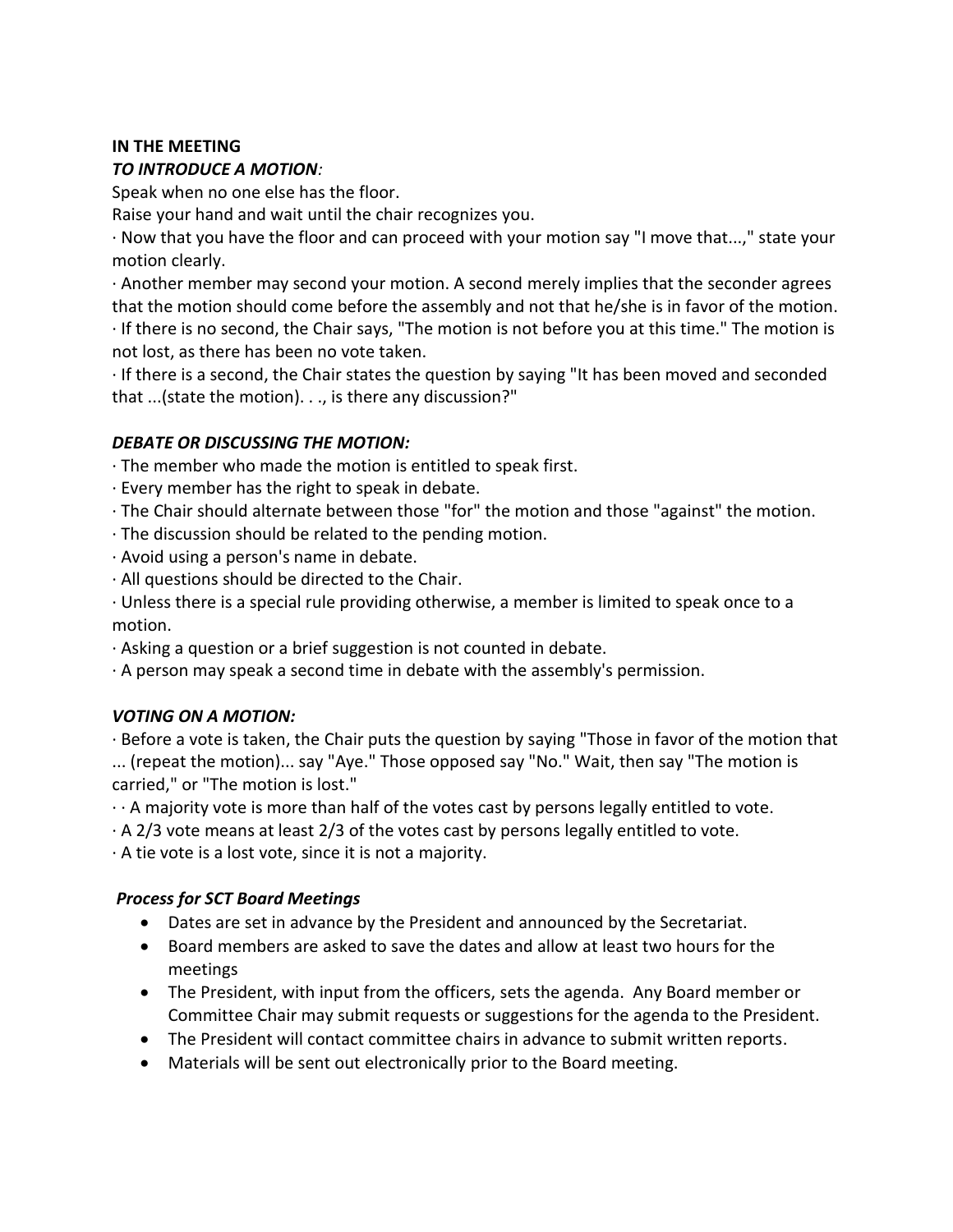**IN THE MEETING**

***TO INTRODUCE A MOTION**:*

Speak when no one else has the floor.

Raise your hand and wait until the chair recognizes you.

· Now that you have the floor and can proceed with your motion say "I move that...," state your motion clearly.

· Another member may second your motion. A second merely implies that the seconder agrees that the motion should come before the assembly and not that he/she is in favor of the motion.

· If there is no second, the Chair says, "The motion is not before you at this time." The motion is not lost, as there has been no vote taken.

· If there is a second, the Chair states the question by saying "It has been moved and seconded that ...(state the motion). . ., is there any discussion?"

***DEBATE OR DISCUSSING THE MOTION:***

· The member who made the motion is entitled to speak first.

· Every member has the right to speak in debate.

· The Chair should alternate between those "for" the motion and those "against" the motion.

· The discussion should be related to the pending motion.

· Avoid using a person's name in debate.

· All questions should be directed to the Chair.

· Unless there is a special rule providing otherwise, a member is limited to speak once to a motion.

· Asking a question or a brief suggestion is not counted in debate.

· A person may speak a second time in debate with the assembly's permission.

***VOTING ON A MOTION:***

· Before a vote is taken, the Chair puts the question by saying "Those in favor of the motion that ... (repeat the motion)... say "Aye." Those opposed say "No." Wait, then say "The motion is carried," or "The motion is lost."

· · A majority vote is more than half of the votes cast by persons legally entitled to vote.

· A 2/3 vote means at least 2/3 of the votes cast by persons legally entitled to vote.

· A tie vote is a lost vote, since it is not a majority.

***Process for SCT Board Meetings***

- Dates are set in advance by the President and announced by the Secretariat.
- Board members are asked to save the dates and allow at least two hours for the meetings
- The President, with input from the officers, sets the agenda. Any Board member or Committee Chair may submit requests or suggestions for the agenda to the President.
- The President will contact committee chairs in advance to submit written reports.
- Materials will be sent out electronically prior to the Board meeting.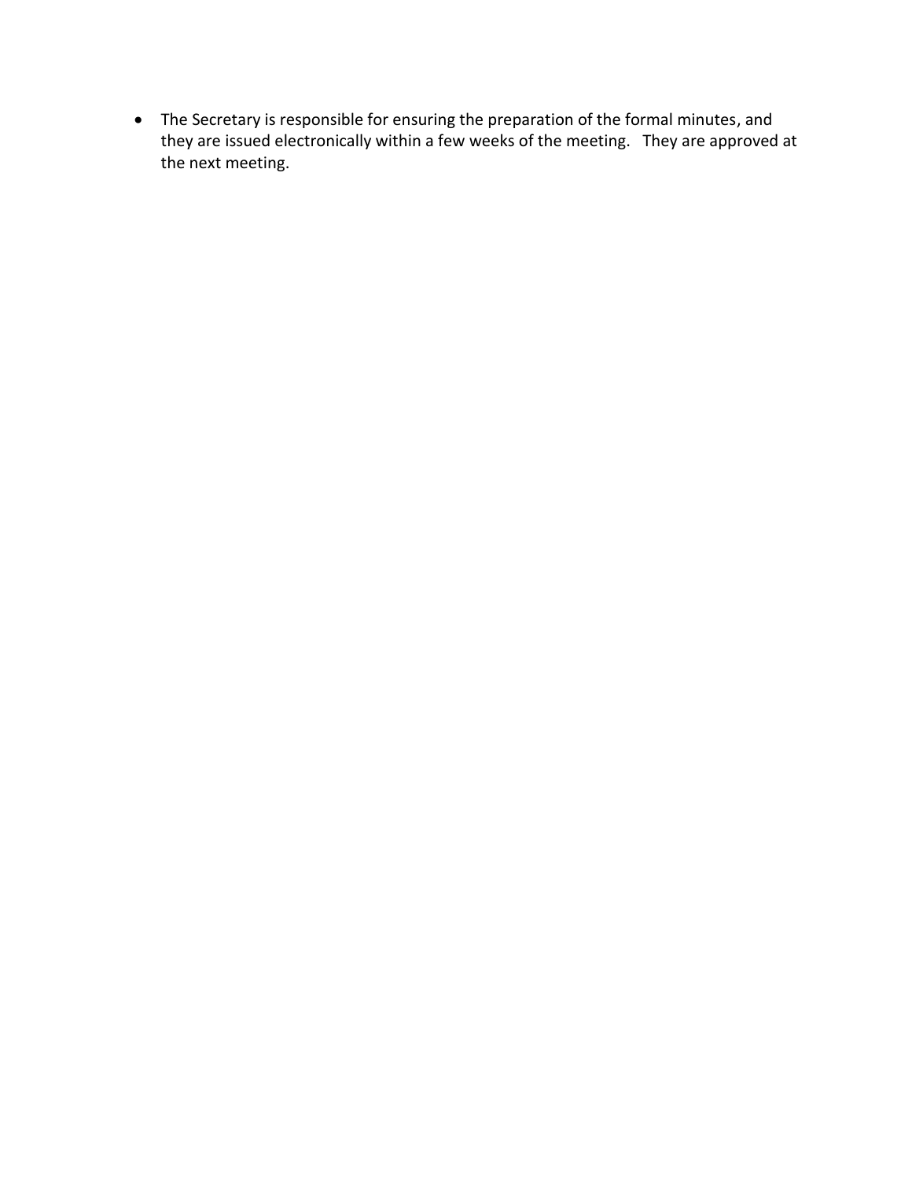- The Secretary is responsible for ensuring the preparation of the formal minutes, and they are issued electronically within a few weeks of the meeting. They are approved at the next meeting.